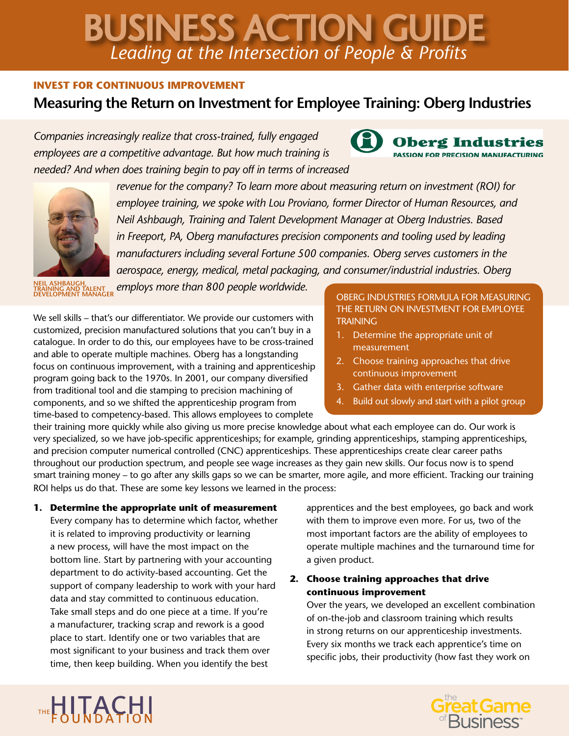# BUSINESS ACTION GUIDE

*Leading at the Intersection of People & Profits*

**INVEST FOR CONTINUOUS IMPROVEMENT**

## Measuring the Return on Investment for Employee Training: Oberg Industries

Oberg Industries
PASSION FOR PRECISION MANUFACTURING

*Companies increasingly realize that cross-trained, fully engaged employees are a competitive advantage. But how much training is needed? And when does training begin to pay off in terms of increased revenue for the company? To learn more about measuring return on investment (ROI) for employee training, we spoke with Lou Proviano, former Director of Human Resources, and Neil Ashbaugh, Training and Talent Development Manager at Oberg Industries. Based in Freeport, PA, Oberg manufactures precision components and tooling used by leading manufacturers including several Fortune 500 companies. Oberg serves customers in the aerospace, energy, medical, metal packaging, and consumer/industrial industries. Oberg employs more than 800 people worldwide.*

NEIL ASHBAUGH, TRAINING AND TALENT DEVELOPMENT MANAGER

> OBERG INDUSTRIES FORMULA FOR MEASURING THE RETURN ON INVESTMENT FOR EMPLOYEE TRAINING
>
> 1. Determine the appropriate unit of measurement
> 2. Choose training approaches that drive continuous improvement
> 3. Gather data with enterprise software
> 4. Build out slowly and start with a pilot group

We sell skills – that's our differentiator. We provide our customers with customized, precision manufactured solutions that you can't buy in a catalogue. In order to do this, our employees have to be cross-trained and able to operate multiple machines. Oberg has a longstanding focus on continuous improvement, with a training and apprenticeship program going back to the 1970s. In 2001, our company diversified from traditional tool and die stamping to precision machining of components, and so we shifted the apprenticeship program from time-based to competency-based. This allows employees to complete their training more quickly while also giving us more precise knowledge about what each employee can do. Our work is very specialized, so we have job-specific apprenticeships; for example, grinding apprenticeships, stamping apprenticeships, and precision computer numerical controlled (CNC) apprenticeships. These apprenticeships create clear career paths throughout our production spectrum, and people see wage increases as they gain new skills. Our focus now is to spend smart training money – to go after any skills gaps so we can be smarter, more agile, and more efficient. Tracking our training ROI helps us do that. These are some key lessons we learned in the process:

1. **Determine the appropriate unit of measurement**
   Every company has to determine which factor, whether it is related to improving productivity or learning a new process, will have the most impact on the bottom line. Start by partnering with your accounting department to do activity-based accounting. Get the support of company leadership to work with your hard data and stay committed to continuous education. Take small steps and do one piece at a time. If you're a manufacturer, tracking scrap and rework is a good place to start. Identify one or two variables that are most significant to your business and track them over time, then keep building. When you identify the best apprentices and the best employees, go back and work with them to improve even more. For us, two of the most important factors are the ability of employees to operate multiple machines and the turnaround time for a given product.

2. **Choose training approaches that drive continuous improvement**
   Over the years, we developed an excellent combination of on-the-job and classroom training which results in strong returns on our apprenticeship investments. Every six months we track each apprentice's time on specific jobs, their productivity (how fast they work on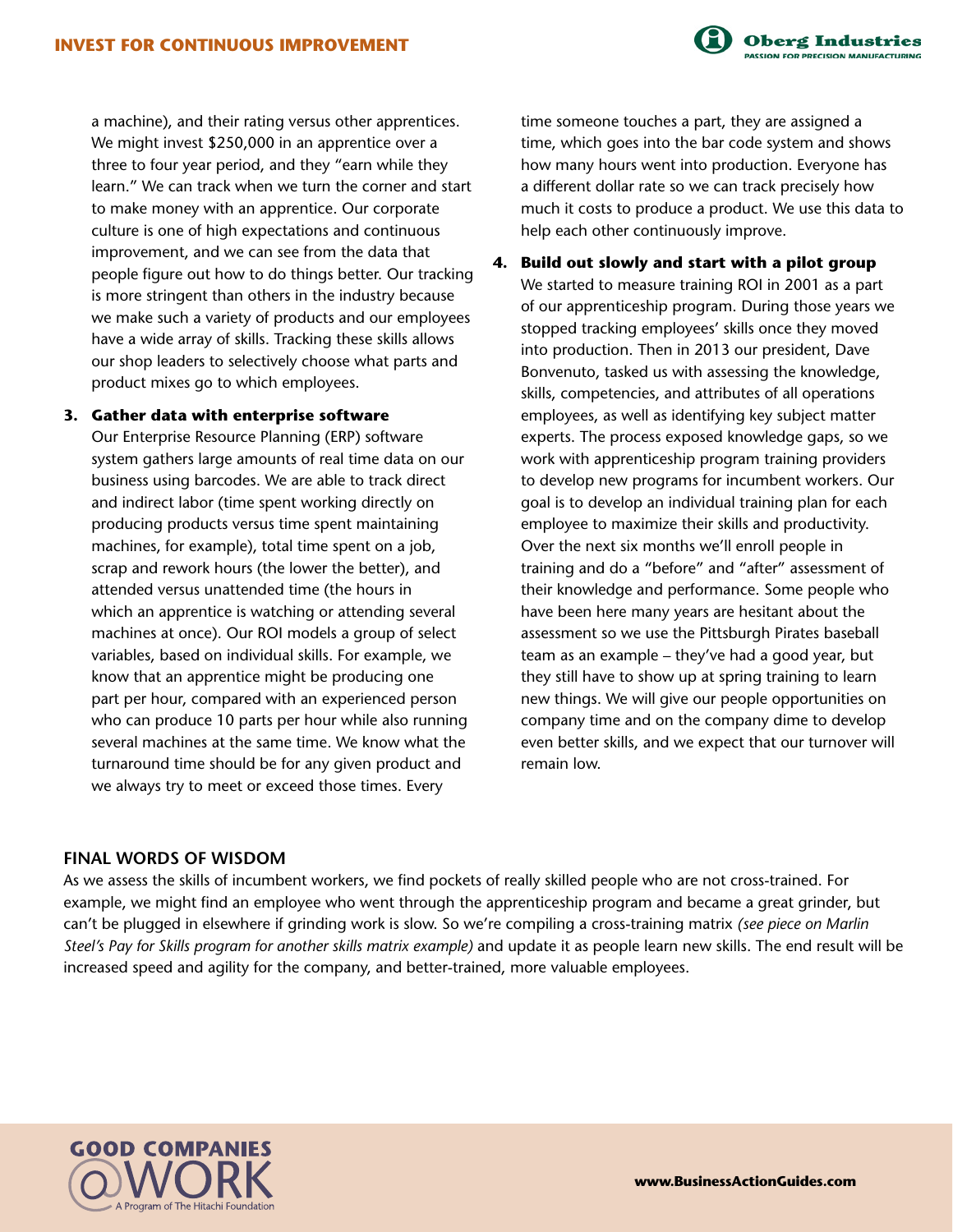a machine), and their rating versus other apprentices. We might invest $250,000 in an apprentice over a three to four year period, and they "earn while they learn." We can track when we turn the corner and start to make money with an apprentice. Our corporate culture is one of high expectations and continuous improvement, and we can see from the data that people figure out how to do things better. Our tracking is more stringent than others in the industry because we make such a variety of products and our employees have a wide array of skills. Tracking these skills allows our shop leaders to selectively choose what parts and product mixes go to which employees.

3. **Gather data with enterprise software**
   Our Enterprise Resource Planning (ERP) software system gathers large amounts of real time data on our business using barcodes. We are able to track direct and indirect labor (time spent working directly on producing products versus time spent maintaining machines, for example), total time spent on a job, scrap and rework hours (the lower the better), and attended versus unattended time (the hours in which an apprentice is watching or attending several machines at once). Our ROI models a group of select variables, based on individual skills. For example, we know that an apprentice might be producing one part per hour, compared with an experienced person who can produce 10 parts per hour while also running several machines at the same time. We know what the turnaround time should be for any given product and we always try to meet or exceed those times. Every time someone touches a part, they are assigned a time, which goes into the bar code system and shows how many hours went into production. Everyone has a different dollar rate so we can track precisely how much it costs to produce a product. We use this data to help each other continuously improve.

4. **Build out slowly and start with a pilot group**
   We started to measure training ROI in 2001 as a part of our apprenticeship program. During those years we stopped tracking employees' skills once they moved into production. Then in 2013 our president, Dave Bonvenuto, tasked us with assessing the knowledge, skills, competencies, and attributes of all operations employees, as well as identifying key subject matter experts. The process exposed knowledge gaps, so we work with apprenticeship program training providers to develop new programs for incumbent workers. Our goal is to develop an individual training plan for each employee to maximize their skills and productivity. Over the next six months we'll enroll people in training and do a "before" and "after" assessment of their knowledge and performance. Some people who have been here many years are hesitant about the assessment so we use the Pittsburgh Pirates baseball team as an example – they've had a good year, but they still have to show up at spring training to learn new things. We will give our people opportunities on company time and on the company dime to develop even better skills, and we expect that our turnover will remain low.

## FINAL WORDS OF WISDOM

As we assess the skills of incumbent workers, we find pockets of really skilled people who are not cross-trained. For example, we might find an employee who went through the apprenticeship program and became a great grinder, but can't be plugged in elsewhere if grinding work is slow. So we're compiling a cross-training matrix *(see piece on Marlin Steel's Pay for Skills program for another skills matrix example)* and update it as people learn new skills. The end result will be increased speed and agility for the company, and better-trained, more valuable employees.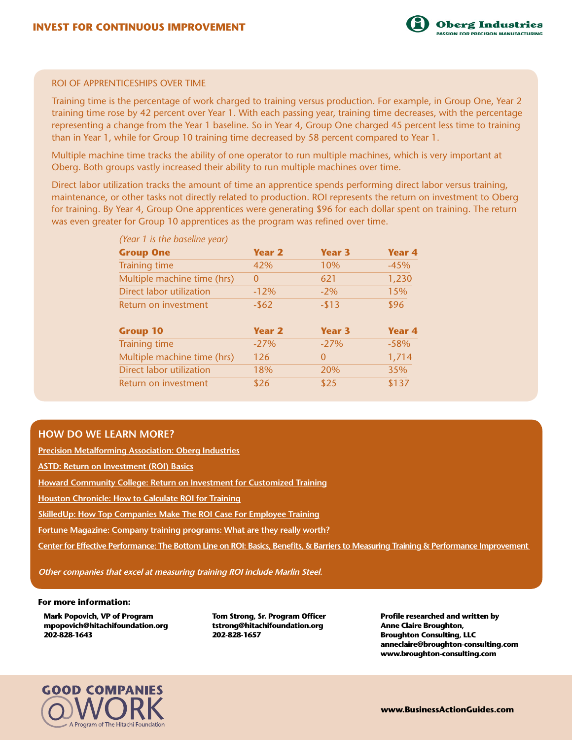## ROI OF APPRENTICESHIPS OVER TIME

Training time is the percentage of work charged to training versus production. For example, in Group One, Year 2 training time rose by 42 percent over Year 1. With each passing year, training time decreases, with the percentage representing a change from the Year 1 baseline. So in Year 4, Group One charged 45 percent less time to training than in Year 1, while for Group 10 training time decreased by 58 percent compared to Year 1.

Multiple machine time tracks the ability of one operator to run multiple machines, which is very important at Oberg. Both groups vastly increased their ability to run multiple machines over time.

Direct labor utilization tracks the amount of time an apprentice spends performing direct labor versus training, maintenance, or other tasks not directly related to production. ROI represents the return on investment to Oberg for training. By Year 4, Group One apprentices were generating $96 for each dollar spent on training. The return was even greater for Group 10 apprentices as the program was refined over time.

*(Year 1 is the baseline year)*

| **Group One** | **Year 2** | **Year 3** | **Year 4** |
|---|---|---|---|
| Training time | 42% | 10% | -45% |
| Multiple machine time (hrs) | 0 | 621 | 1,230 |
| Direct labor utilization | -12% | -2% | 15% |
| Return on investment | -$62 | -$13 | $96 |

| **Group 10** | **Year 2** | **Year 3** | **Year 4** |
|---|---|---|---|
| Training time | -27% | -27% | -58% |
| Multiple machine time (hrs) | 126 | 0 | 1,714 |
| Direct labor utilization | 18% | 20% | 35% |
| Return on investment | $26 | $25 | $137 |

## HOW DO WE LEARN MORE?

Precision Metalforming Association: Oberg Industries

ASTD: Return on Investment (ROI) Basics

Howard Community College: Return on Investment for Customized Training

Houston Chronicle: How to Calculate ROI for Training

SkilledUp: How Top Companies Make The ROI Case For Employee Training

Fortune Magazine: Company training programs: What are they really worth?

Center for Effective Performance: The Bottom Line on ROI: Basics, Benefits, & Barriers to Measuring Training & Performance Improvement

*Other companies that excel at measuring training ROI include Marlin Steel.*

**For more information:**

**Mark Popovich, VP of Program**
**mpopovich@hitachifoundation.org**
**202-828-1643**

**Tom Strong, Sr. Program Officer**
**tstrong@hitachifoundation.org**
**202-828-1657**

**Profile researched and written by**
**Anne Claire Broughton,**
**Broughton Consulting, LLC**
**anneclaire@broughton-consulting.com**
**www.broughton-consulting.com**

GOOD COMPANIES @WORK
A Program of The Hitachi Foundation

**www.BusinessActionGuides.com**